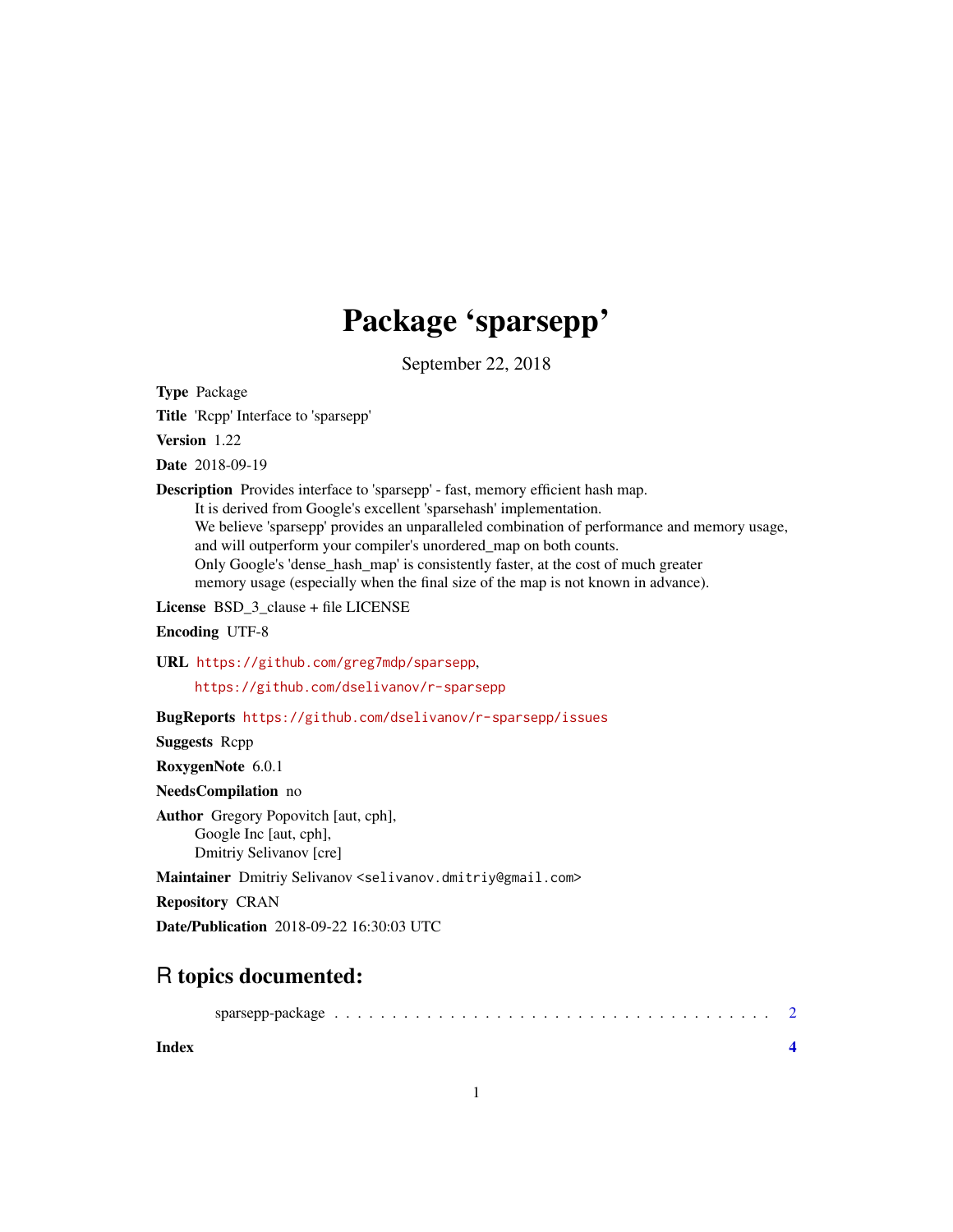# Package 'sparsepp'

September 22, 2018

**Type** Package

**Title** 'Rcpp' Interface to 'sparsepp'

**Version** 1.22

**Date** 2018-09-19

**Description** Provides interface to 'sparsepp' - fast, memory efficient hash map.
It is derived from Google's excellent 'sparsehash' implementation.
We believe 'sparsepp' provides an unparalleled combination of performance and memory usage, and will outperform your compiler's unordered_map on both counts.
Only Google's 'dense_hash_map' is consistently faster, at the cost of much greater memory usage (especially when the final size of the map is not known in advance).

**License** BSD_3_clause + file LICENSE

**Encoding** UTF-8

**URL** https://github.com/greg7mdp/sparsepp,
https://github.com/dselivanov/r-sparsepp

**BugReports** https://github.com/dselivanov/r-sparsepp/issues

**Suggests** Rcpp

**RoxygenNote** 6.0.1

**NeedsCompilation** no

**Author** Gregory Popovitch [aut, cph],
Google Inc [aut, cph],
Dmitriy Selivanov [cre]

**Maintainer** Dmitriy Selivanov <selivanov.dmitriy@gmail.com>

**Repository** CRAN

**Date/Publication** 2018-09-22 16:30:03 UTC

## R topics documented:

sparsepp-package . . . . . . . . . . . . . . . . . . . . . . . . . . . . . . . . . . . . . 2

**Index** **4**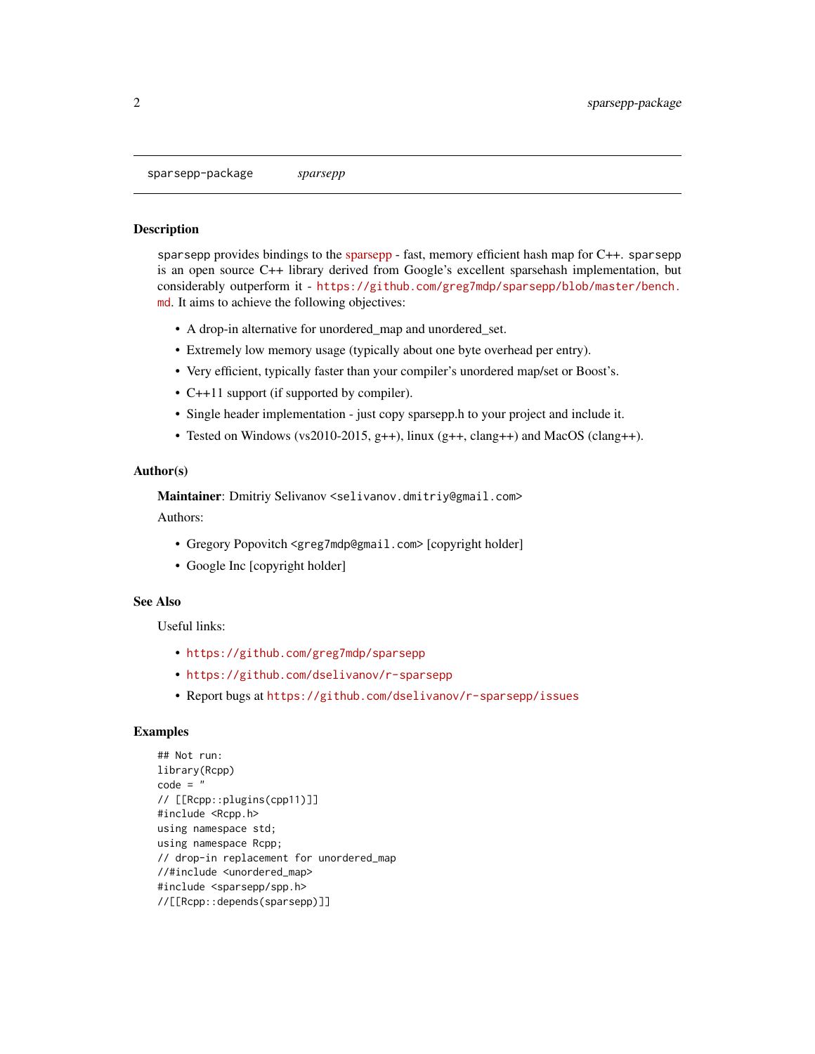sparsepp-package *sparsepp*

## Description

sparsepp provides bindings to the sparsepp - fast, memory efficient hash map for C++. sparsepp is an open source C++ library derived from Google's excellent sparsehash implementation, but considerably outperform it - https://github.com/greg7mdp/sparsepp/blob/master/bench.md. It aims to achieve the following objectives:

- A drop-in alternative for unordered_map and unordered_set.
- Extremely low memory usage (typically about one byte overhead per entry).
- Very efficient, typically faster than your compiler's unordered map/set or Boost's.
- C++11 support (if supported by compiler).
- Single header implementation - just copy sparsepp.h to your project and include it.
- Tested on Windows (vs2010-2015, g++), linux (g++, clang++) and MacOS (clang++).

## Author(s)

**Maintainer**: Dmitriy Selivanov <selivanov.dmitriy@gmail.com>

Authors:

- Gregory Popovitch <greg7mdp@gmail.com> [copyright holder]
- Google Inc [copyright holder]

## See Also

Useful links:

- https://github.com/greg7mdp/sparsepp
- https://github.com/dselivanov/r-sparsepp
- Report bugs at https://github.com/dselivanov/r-sparsepp/issues

## Examples

```
## Not run:
library(Rcpp)
code = "
// [[Rcpp::plugins(cpp11)]]
#include <Rcpp.h>
using namespace std;
using namespace Rcpp;
// drop-in replacement for unordered_map
//#include <unordered_map>
#include <sparsepp/spp.h>
//[[Rcpp::depends(sparsepp)]]
```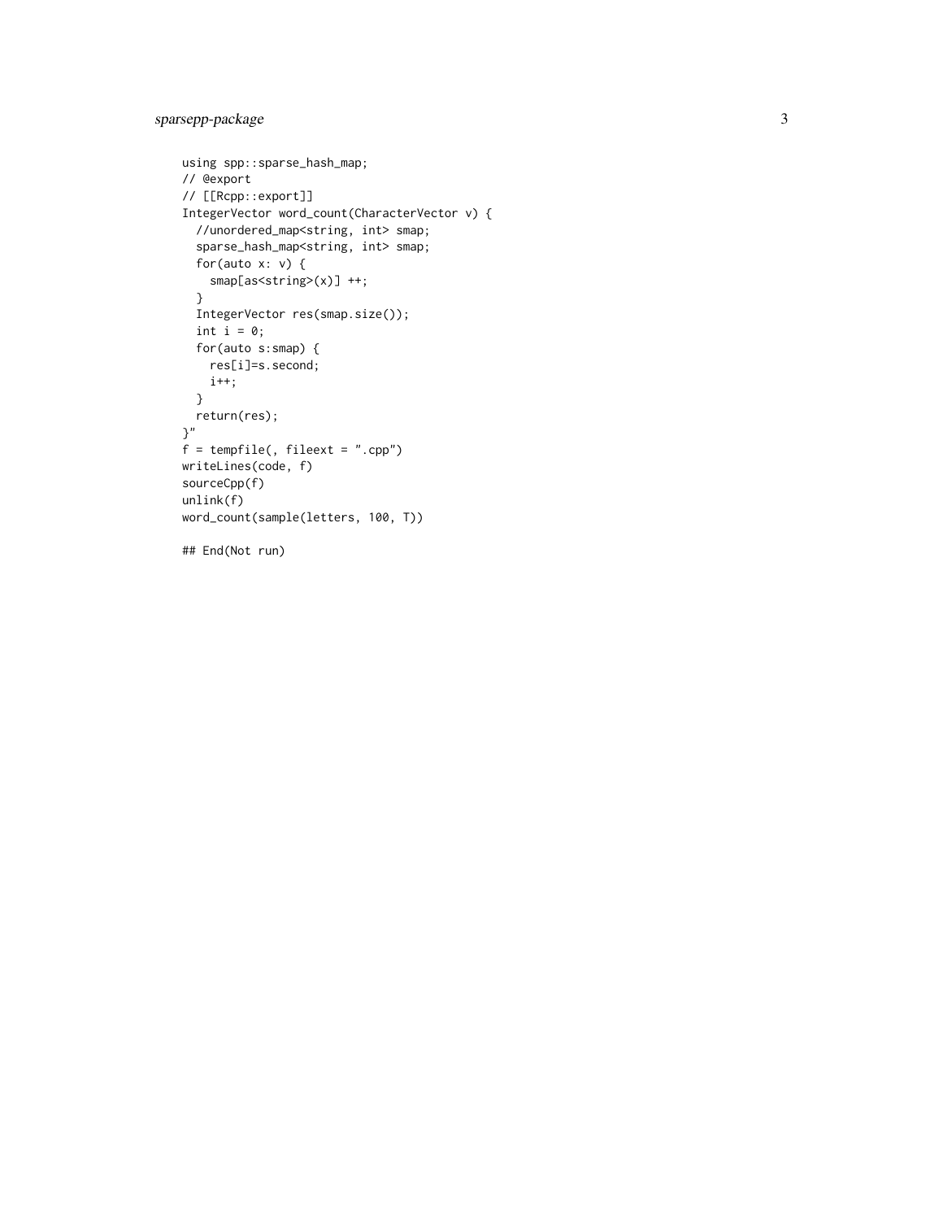```
using spp::sparse_hash_map;
// @export
// [[Rcpp::export]]
IntegerVector word_count(CharacterVector v) {
  //unordered_map<string, int> smap;
  sparse_hash_map<string, int> smap;
  for(auto x: v) {
    smap[as<string>(x)] ++;
  }
  IntegerVector res(smap.size());
  int i = 0;
  for(auto s:smap) {
    res[i]=s.second;
    i++;
  }
  return(res);
}"
f = tempfile(, fileext = ".cpp")
writeLines(code, f)
sourceCpp(f)
unlink(f)
word_count(sample(letters, 100, T))

## End(Not run)
```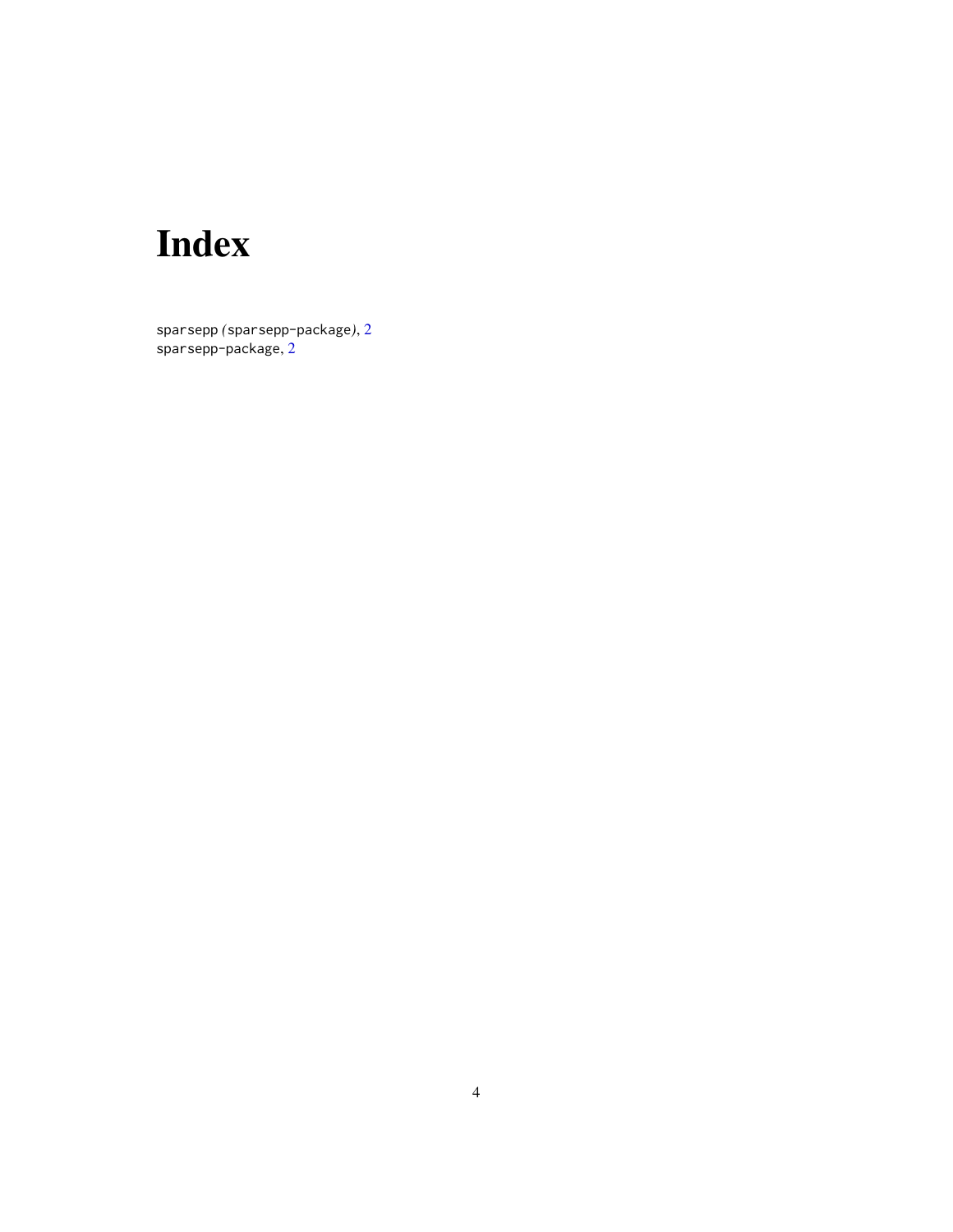# Index

sparsepp (sparsepp-package), 2
sparsepp-package, 2